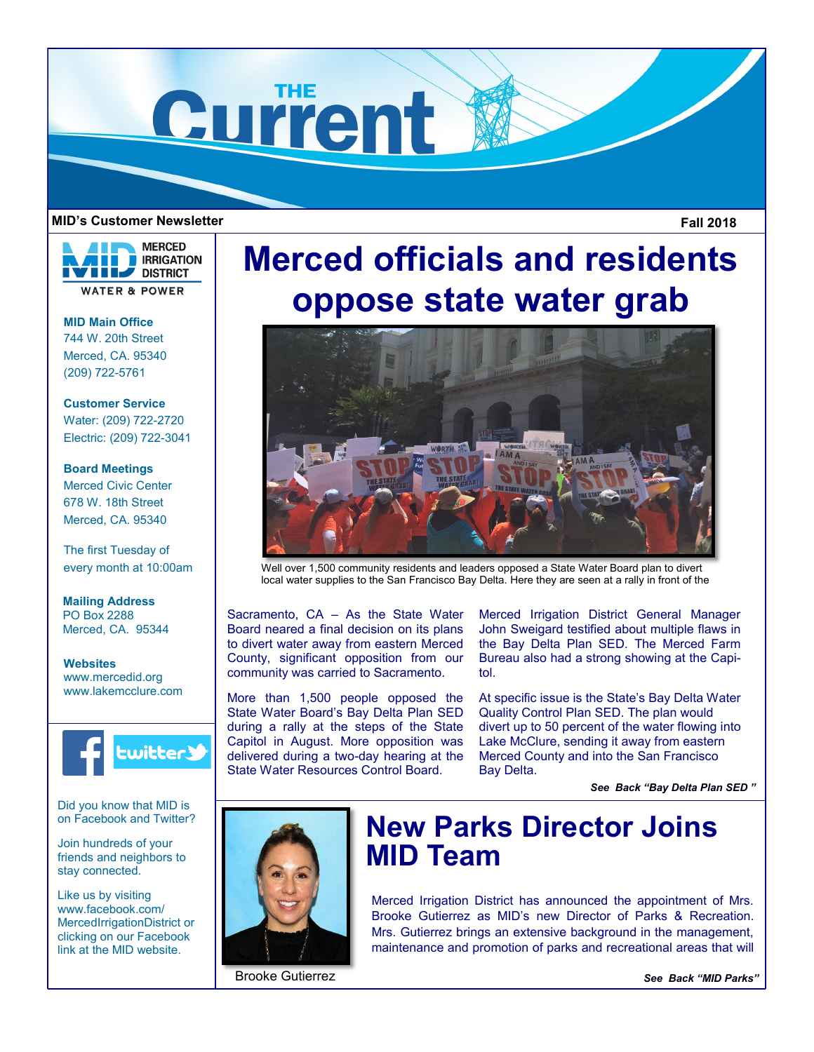# THE Current

**MID's Customer Newsletter** **Fall 2018**

# Merced officials and residents oppose state water grab

Well over 1,500 community residents and leaders opposed a State Water Board plan to divert local water supplies to the San Francisco Bay Delta. Here they are seen at a rally in front of the

Sacramento, CA – As the State Water Board neared a final decision on its plans to divert water away from eastern Merced County, significant opposition from our community was carried to Sacramento.

More than 1,500 people opposed the State Water Board's Bay Delta Plan SED during a rally at the steps of the State Capitol in August. More opposition was delivered during a two-day hearing at the State Water Resources Control Board.

Merced Irrigation District General Manager John Sweigard testified about multiple flaws in the Bay Delta Plan SED. The Merced Farm Bureau also had a strong showing at the Capitol.

At specific issue is the State's Bay Delta Water Quality Control Plan SED. The plan would divert up to 50 percent of the water flowing into Lake McClure, sending it away from eastern Merced County and into the San Francisco Bay Delta.

*See Back "Bay Delta Plan SED "*

## New Parks Director Joins MID Team

Brooke Gutierrez

Merced Irrigation District has announced the appointment of Mrs. Brooke Gutierrez as MID's new Director of Parks & Recreation. Mrs. Gutierrez brings an extensive background in the management, maintenance and promotion of parks and recreational areas that will

*See Back "MID Parks"*

---

MERCED IRRIGATION DISTRICT
WATER & POWER

**MID Main Office**
744 W. 20th Street
Merced, CA. 95340
(209) 722-5761

**Customer Service**
Water: (209) 722-2720
Electric: (209) 722-3041

**Board Meetings**
Merced Civic Center
678 W. 18th Street
Merced, CA. 95340

The first Tuesday of every month at 10:00am

**Mailing Address**
PO Box 2288
Merced, CA. 95344

**Websites**
www.mercedid.org
www.lakemcclure.com

Did you know that MID is on Facebook and Twitter?

Join hundreds of your friends and neighbors to stay connected.

Like us by visiting www.facebook.com/MercedIrrigationDistrict or clicking on our Facebook link at the MID website.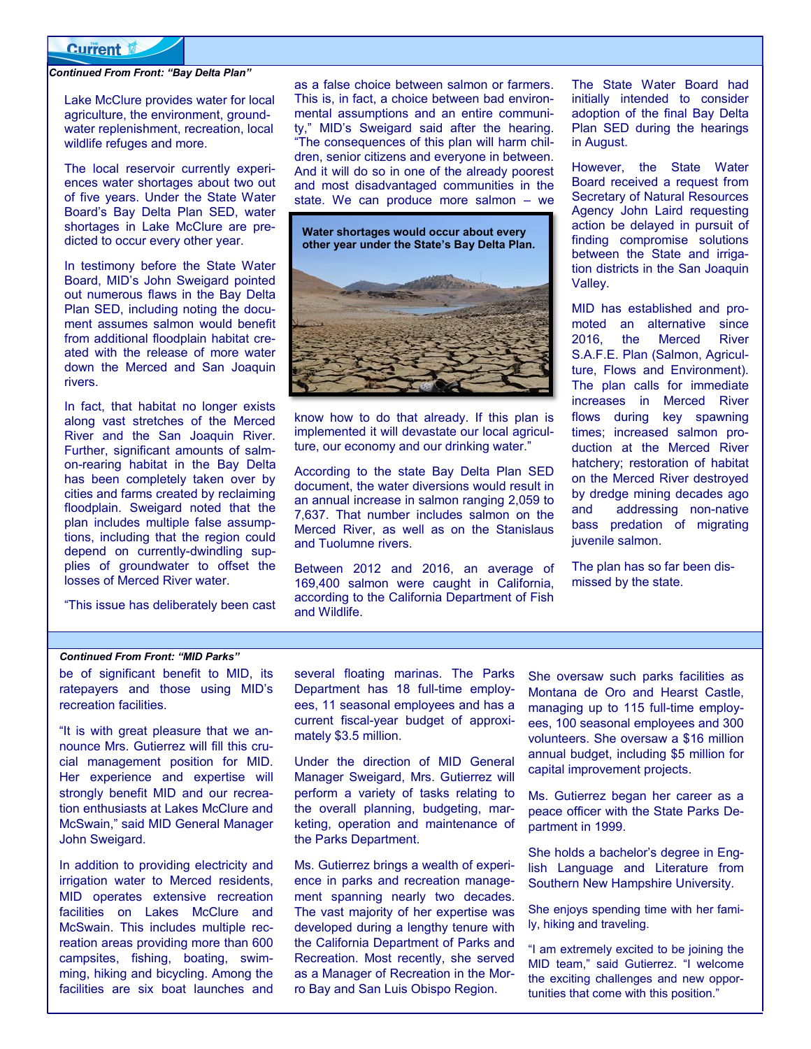*Continued From Front: "Bay Delta Plan"*

Lake McClure provides water for local agriculture, the environment, groundwater replenishment, recreation, local wildlife refuges and more.

The local reservoir currently experiences water shortages about two out of five years. Under the State Water Board's Bay Delta Plan SED, water shortages in Lake McClure are predicted to occur every other year.

In testimony before the State Water Board, MID's John Sweigard pointed out numerous flaws in the Bay Delta Plan SED, including noting the document assumes salmon would benefit from additional floodplain habitat created with the release of more water down the Merced and San Joaquin rivers.

In fact, that habitat no longer exists along vast stretches of the Merced River and the San Joaquin River. Further, significant amounts of salmon-rearing habitat in the Bay Delta has been completely taken over by cities and farms created by reclaiming floodplain. Sweigard noted that the plan includes multiple false assumptions, including that the region could depend on currently-dwindling supplies of groundwater to offset the losses of Merced River water.

"This issue has deliberately been cast as a false choice between salmon or farmers. This is, in fact, a choice between bad environmental assumptions and an entire community," MID's Sweigard said after the hearing. "The consequences of this plan will harm children, senior citizens and everyone in between. And it will do so in one of the already poorest and most disadvantaged communities in the state. We can produce more salmon – we know how to do that already. If this plan is implemented it will devastate our local agriculture, our economy and our drinking water."

Water shortages would occur about every other year under the State's Bay Delta Plan.

According to the state Bay Delta Plan SED document, the water diversions would result in an annual increase in salmon ranging 2,059 to 7,637. That number includes salmon on the Merced River, as well as on the Stanislaus and Tuolumne rivers.

Between 2012 and 2016, an average of 169,400 salmon were caught in California, according to the California Department of Fish and Wildlife.

The State Water Board had initially intended to consider adoption of the final Bay Delta Plan SED during the hearings in August.

However, the State Water Board received a request from Secretary of Natural Resources Agency John Laird requesting action be delayed in pursuit of finding compromise solutions between the State and irrigation districts in the San Joaquin Valley.

MID has established and promoted an alternative since 2016, the Merced River S.A.F.E. Plan (Salmon, Agriculture, Flows and Environment). The plan calls for immediate increases in Merced River flows during key spawning times; increased salmon production at the Merced River hatchery; restoration of habitat on the Merced River destroyed by dredge mining decades ago and addressing non-native bass predation of migrating juvenile salmon.

The plan has so far been dismissed by the state.

*Continued From Front: "MID Parks"*

be of significant benefit to MID, its ratepayers and those using MID's recreation facilities.

"It is with great pleasure that we announce Mrs. Gutierrez will fill this crucial management position for MID. Her experience and expertise will strongly benefit MID and our recreation enthusiasts at Lakes McClure and McSwain," said MID General Manager John Sweigard.

In addition to providing electricity and irrigation water to Merced residents, MID operates extensive recreation facilities on Lakes McClure and McSwain. This includes multiple recreation areas providing more than 600 campsites, fishing, boating, swimming, hiking and bicycling. Among the facilities are six boat launches and several floating marinas. The Parks Department has 18 full-time employees, 11 seasonal employees and has a current fiscal-year budget of approximately $3.5 million.

Under the direction of MID General Manager Sweigard, Mrs. Gutierrez will perform a variety of tasks relating to the overall planning, budgeting, marketing, operation and maintenance of the Parks Department.

Ms. Gutierrez brings a wealth of experience in parks and recreation management spanning nearly two decades. The vast majority of her expertise was developed during a lengthy tenure with the California Department of Parks and Recreation. Most recently, she served as a Manager of Recreation in the Morro Bay and San Luis Obispo Region.

She oversaw such parks facilities as Montana de Oro and Hearst Castle, managing up to 115 full-time employees, 100 seasonal employees and 300 volunteers. She oversaw a $16 million annual budget, including $5 million for capital improvement projects.

Ms. Gutierrez began her career as a peace officer with the State Parks Department in 1999.

She holds a bachelor's degree in English Language and Literature from Southern New Hampshire University.

She enjoys spending time with her family, hiking and traveling.

"I am extremely excited to be joining the MID team," said Gutierrez. "I welcome the exciting challenges and new opportunities that come with this position."